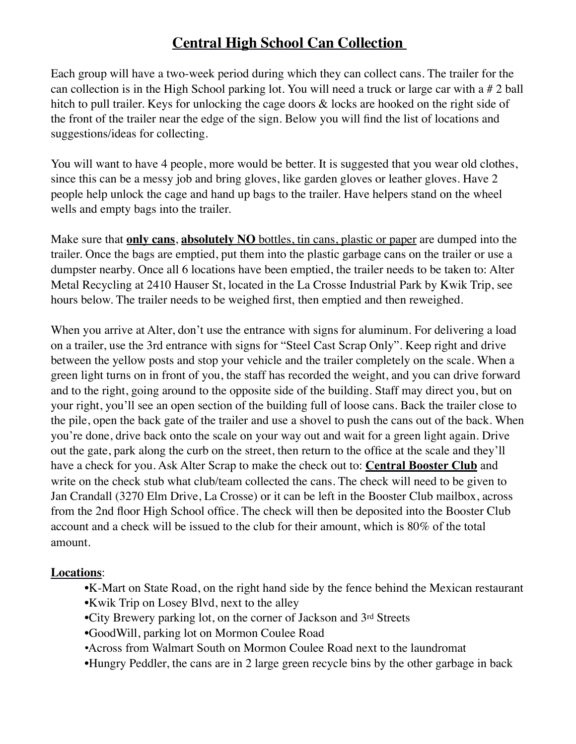# Central High School Can Collection

Each group will have a two-week period during which they can collect cans. The trailer for the can collection is in the High School parking lot. You will need a truck or large car with a # 2 ball hitch to pull trailer. Keys for unlocking the cage doors & locks are hooked on the right side of the front of the trailer near the edge of the sign. Below you will find the list of locations and suggestions/ideas for collecting.

You will want to have 4 people, more would be better. It is suggested that you wear old clothes, since this can be a messy job and bring gloves, like garden gloves or leather gloves. Have 2 people help unlock the cage and hand up bags to the trailer. Have helpers stand on the wheel wells and empty bags into the trailer.

Make sure that **<u>only cans</u>**, **<u>absolutely NO</u>** <u>bottles, tin cans, plastic or paper</u> are dumped into the trailer. Once the bags are emptied, put them into the plastic garbage cans on the trailer or use a dumpster nearby. Once all 6 locations have been emptied, the trailer needs to be taken to: Alter Metal Recycling at 2410 Hauser St, located in the La Crosse Industrial Park by Kwik Trip, see hours below. The trailer needs to be weighed first, then emptied and then reweighed.

When you arrive at Alter, don't use the entrance with signs for aluminum. For delivering a load on a trailer, use the 3rd entrance with signs for "Steel Cast Scrap Only". Keep right and drive between the yellow posts and stop your vehicle and the trailer completely on the scale. When a green light turns on in front of you, the staff has recorded the weight, and you can drive forward and to the right, going around to the opposite side of the building. Staff may direct you, but on your right, you'll see an open section of the building full of loose cans. Back the trailer close to the pile, open the back gate of the trailer and use a shovel to push the cans out of the back. When you're done, drive back onto the scale on your way out and wait for a green light again. Drive out the gate, park along the curb on the street, then return to the office at the scale and they'll have a check for you. Ask Alter Scrap to make the check out to: **<u>Central Booster Club</u>** and write on the check stub what club/team collected the cans. The check will need to be given to Jan Crandall (3270 Elm Drive, La Crosse) or it can be left in the Booster Club mailbox, across from the 2nd floor High School office. The check will then be deposited into the Booster Club account and a check will be issued to the club for their amount, which is 80% of the total amount.

**<u>Locations</u>**:

- K-Mart on State Road, on the right hand side by the fence behind the Mexican restaurant
- Kwik Trip on Losey Blvd, next to the alley
- City Brewery parking lot, on the corner of Jackson and 3rd Streets
- GoodWill, parking lot on Mormon Coulee Road
- Across from Walmart South on Mormon Coulee Road next to the laundromat
- Hungry Peddler, the cans are in 2 large green recycle bins by the other garbage in back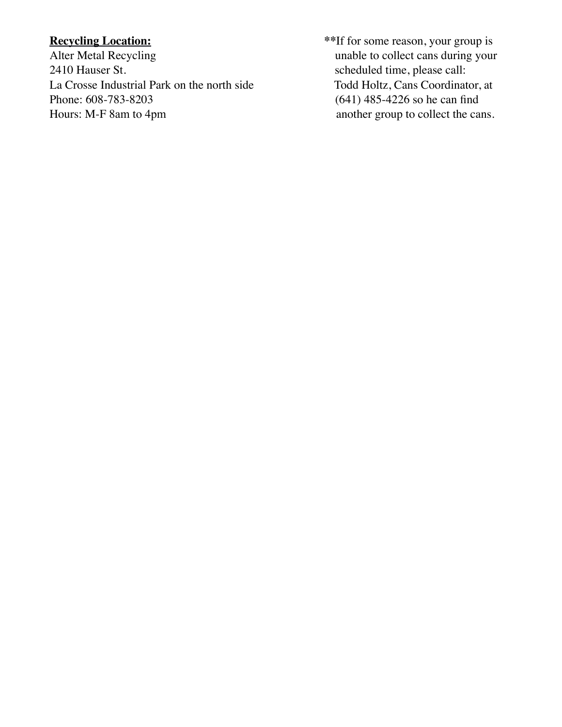**Recycling Location:**
Alter Metal Recycling
2410 Hauser St.
La Crosse Industrial Park on the north side
Phone: 608-783-8203
Hours: M-F 8am to 4pm

**If for some reason, your group is unable to collect cans during your scheduled time, please call: Todd Holtz, Cans Coordinator, at (641) 485-4226 so he can find another group to collect the cans.